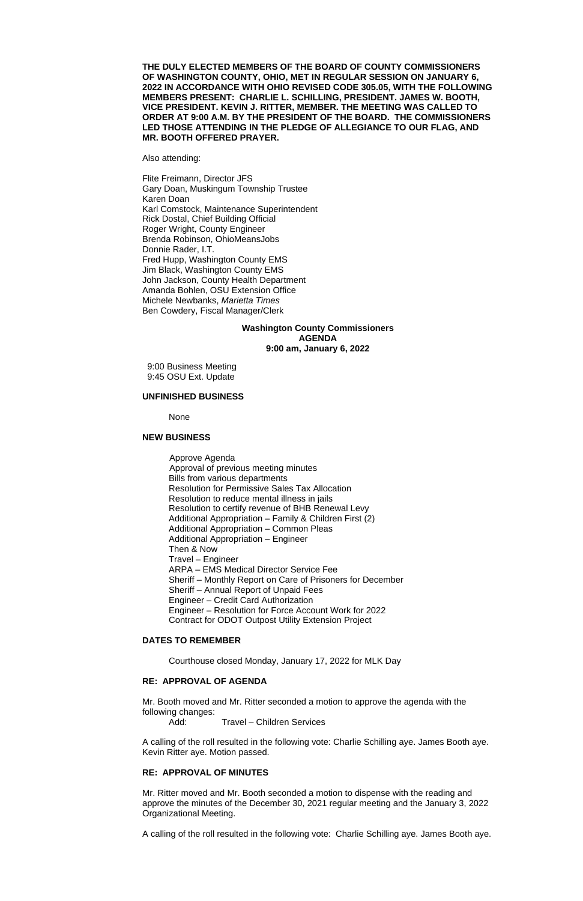**THE DULY ELECTED MEMBERS OF THE BOARD OF COUNTY COMMISSIONERS OF WASHINGTON COUNTY, OHIO, MET IN REGULAR SESSION ON JANUARY 6, 2022 IN ACCORDANCE WITH OHIO REVISED CODE 305.05, WITH THE FOLLOWING MEMBERS PRESENT: CHARLIE L. SCHILLING, PRESIDENT. JAMES W. BOOTH, VICE PRESIDENT. KEVIN J. RITTER, MEMBER. THE MEETING WAS CALLED TO ORDER AT 9:00 A.M. BY THE PRESIDENT OF THE BOARD. THE COMMISSIONERS LED THOSE ATTENDING IN THE PLEDGE OF ALLEGIANCE TO OUR FLAG, AND MR. BOOTH OFFERED PRAYER.**

Also attending:

Flite Freimann, Director JFS
Gary Doan, Muskingum Township Trustee
Karen Doan
Karl Comstock, Maintenance Superintendent
Rick Dostal, Chief Building Official
Roger Wright, County Engineer
Brenda Robinson, OhioMeansJobs
Donnie Rader, I.T.
Fred Hupp, Washington County EMS
Jim Black, Washington County EMS
John Jackson, County Health Department
Amanda Bohlen, OSU Extension Office
Michele Newbanks, *Marietta Times*
Ben Cowdery, Fiscal Manager/Clerk

**Washington County Commissioners**
**AGENDA**
**9:00 am, January 6, 2022**

9:00 Business Meeting
9:45 OSU Ext. Update

**UNFINISHED BUSINESS**

None

**NEW BUSINESS**

Approve Agenda
Approval of previous meeting minutes
Bills from various departments
Resolution for Permissive Sales Tax Allocation
Resolution to reduce mental illness in jails
Resolution to certify revenue of BHB Renewal Levy
Additional Appropriation – Family & Children First (2)
Additional Appropriation – Common Pleas
Additional Appropriation – Engineer
Then & Now
Travel – Engineer
ARPA – EMS Medical Director Service Fee
Sheriff – Monthly Report on Care of Prisoners for December
Sheriff – Annual Report of Unpaid Fees
Engineer – Credit Card Authorization
Engineer – Resolution for Force Account Work for 2022
Contract for ODOT Outpost Utility Extension Project

**DATES TO REMEMBER**

Courthouse closed Monday, January 17, 2022 for MLK Day

**RE: APPROVAL OF AGENDA**

Mr. Booth moved and Mr. Ritter seconded a motion to approve the agenda with the following changes:
Add: Travel – Children Services

A calling of the roll resulted in the following vote: Charlie Schilling aye. James Booth aye. Kevin Ritter aye. Motion passed.

**RE: APPROVAL OF MINUTES**

Mr. Ritter moved and Mr. Booth seconded a motion to dispense with the reading and approve the minutes of the December 30, 2021 regular meeting and the January 3, 2022 Organizational Meeting.

A calling of the roll resulted in the following vote: Charlie Schilling aye. James Booth aye.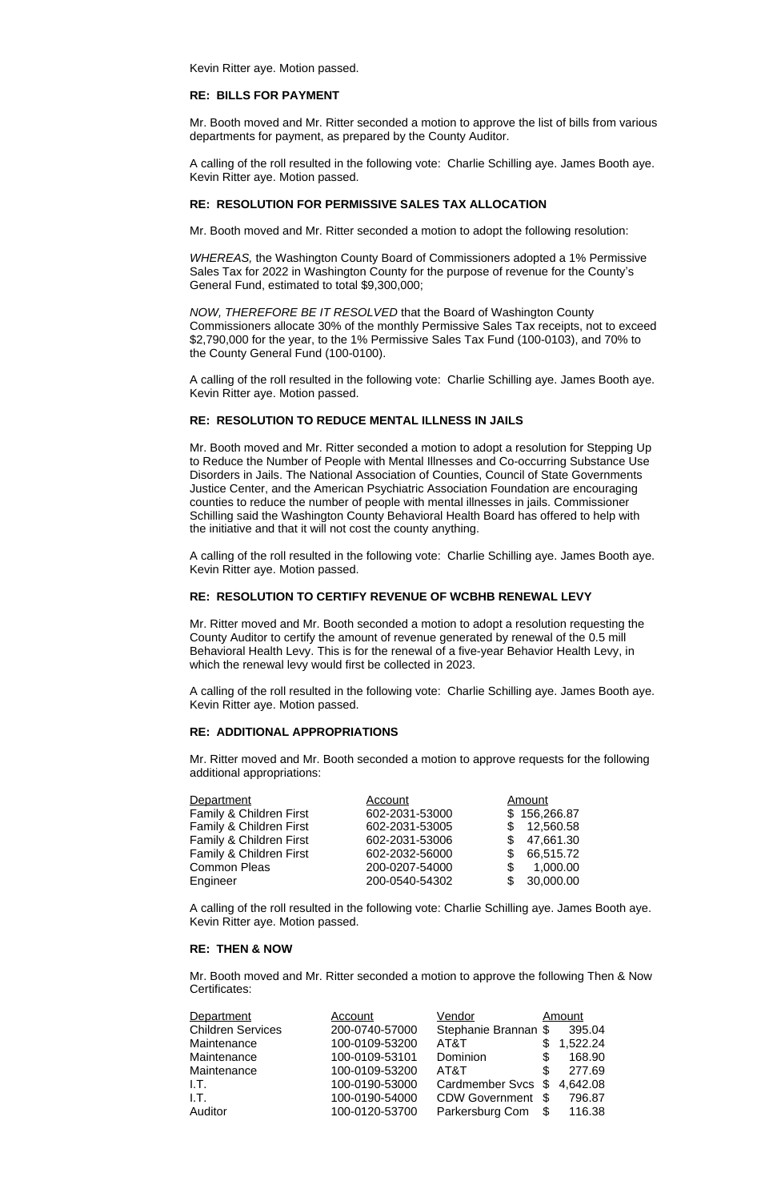Kevin Ritter aye. Motion passed.

**RE: BILLS FOR PAYMENT**

Mr. Booth moved and Mr. Ritter seconded a motion to approve the list of bills from various departments for payment, as prepared by the County Auditor.

A calling of the roll resulted in the following vote: Charlie Schilling aye. James Booth aye. Kevin Ritter aye. Motion passed.

**RE: RESOLUTION FOR PERMISSIVE SALES TAX ALLOCATION**

Mr. Booth moved and Mr. Ritter seconded a motion to adopt the following resolution:

*WHEREAS,* the Washington County Board of Commissioners adopted a 1% Permissive Sales Tax for 2022 in Washington County for the purpose of revenue for the County's General Fund, estimated to total $9,300,000;

*NOW, THEREFORE BE IT RESOLVED* that the Board of Washington County Commissioners allocate 30% of the monthly Permissive Sales Tax receipts, not to exceed $2,790,000 for the year, to the 1% Permissive Sales Tax Fund (100-0103), and 70% to the County General Fund (100-0100).

A calling of the roll resulted in the following vote: Charlie Schilling aye. James Booth aye. Kevin Ritter aye. Motion passed.

**RE: RESOLUTION TO REDUCE MENTAL ILLNESS IN JAILS**

Mr. Booth moved and Mr. Ritter seconded a motion to adopt a resolution for Stepping Up to Reduce the Number of People with Mental Illnesses and Co-occurring Substance Use Disorders in Jails. The National Association of Counties, Council of State Governments Justice Center, and the American Psychiatric Association Foundation are encouraging counties to reduce the number of people with mental illnesses in jails. Commissioner Schilling said the Washington County Behavioral Health Board has offered to help with the initiative and that it will not cost the county anything.

A calling of the roll resulted in the following vote: Charlie Schilling aye. James Booth aye. Kevin Ritter aye. Motion passed.

**RE: RESOLUTION TO CERTIFY REVENUE OF WCBHB RENEWAL LEVY**

Mr. Ritter moved and Mr. Booth seconded a motion to adopt a resolution requesting the County Auditor to certify the amount of revenue generated by renewal of the 0.5 mill Behavioral Health Levy. This is for the renewal of a five-year Behavior Health Levy, in which the renewal levy would first be collected in 2023.

A calling of the roll resulted in the following vote: Charlie Schilling aye. James Booth aye. Kevin Ritter aye. Motion passed.

**RE: ADDITIONAL APPROPRIATIONS**

Mr. Ritter moved and Mr. Booth seconded a motion to approve requests for the following additional appropriations:

| Department | Account | Amount |
|---|---|---|
| Family & Children First | 602-2031-53000 | $ 156,266.87 |
| Family & Children First | 602-2031-53005 | $ 12,560.58 |
| Family & Children First | 602-2031-53006 | $ 47,661.30 |
| Family & Children First | 602-2032-56000 | $ 66,515.72 |
| Common Pleas | 200-0207-54000 | $ 1,000.00 |
| Engineer | 200-0540-54302 | $ 30,000.00 |

A calling of the roll resulted in the following vote: Charlie Schilling aye. James Booth aye. Kevin Ritter aye. Motion passed.

**RE: THEN & NOW**

Mr. Booth moved and Mr. Ritter seconded a motion to approve the following Then & Now Certificates:

| Department | Account | Vendor | Amount |
|---|---|---|---|
| Children Services | 200-0740-57000 | Stephanie Brannan | $ 395.04 |
| Maintenance | 100-0109-53200 | AT&T | $ 1,522.24 |
| Maintenance | 100-0109-53101 | Dominion | $ 168.90 |
| Maintenance | 100-0109-53200 | AT&T | $ 277.69 |
| I.T. | 100-0190-53000 | Cardmember Svcs | $ 4,642.08 |
| I.T. | 100-0190-54000 | CDW Government | $ 796.87 |
| Auditor | 100-0120-53700 | Parkersburg Com | $ 116.38 |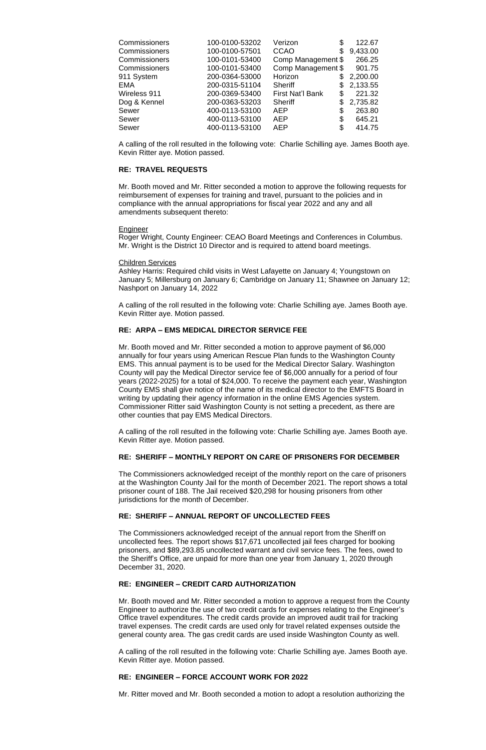| | | | |
|---|---|---|---|
| Commissioners | 100-0100-53202 | Verizon | $ 122.67 |
| Commissioners | 100-0100-57501 | CCAO | $ 9,433.00 |
| Commissioners | 100-0101-53400 | Comp Management | $ 266.25 |
| Commissioners | 100-0101-53400 | Comp Management | $ 901.75 |
| 911 System | 200-0364-53000 | Horizon | $ 2,200.00 |
| EMA | 200-0315-51104 | Sheriff | $ 2,133.55 |
| Wireless 911 | 200-0369-53400 | First Nat'l Bank | $ 221.32 |
| Dog & Kennel | 200-0363-53203 | Sheriff | $ 2,735.82 |
| Sewer | 400-0113-53100 | AEP | $ 263.80 |
| Sewer | 400-0113-53100 | AEP | $ 645.21 |
| Sewer | 400-0113-53100 | AEP | $ 414.75 |

A calling of the roll resulted in the following vote: Charlie Schilling aye. James Booth aye. Kevin Ritter aye. Motion passed.

**RE: TRAVEL REQUESTS**

Mr. Booth moved and Mr. Ritter seconded a motion to approve the following requests for reimbursement of expenses for training and travel, pursuant to the policies and in compliance with the annual appropriations for fiscal year 2022 and any and all amendments subsequent thereto:

Engineer
Roger Wright, County Engineer: CEAO Board Meetings and Conferences in Columbus. Mr. Wright is the District 10 Director and is required to attend board meetings.

Children Services
Ashley Harris: Required child visits in West Lafayette on January 4; Youngstown on January 5; Millersburg on January 6; Cambridge on January 11; Shawnee on January 12; Nashport on January 14, 2022

A calling of the roll resulted in the following vote: Charlie Schilling aye. James Booth aye. Kevin Ritter aye. Motion passed.

**RE: ARPA – EMS MEDICAL DIRECTOR SERVICE FEE**

Mr. Booth moved and Mr. Ritter seconded a motion to approve payment of $6,000 annually for four years using American Rescue Plan funds to the Washington County EMS. This annual payment is to be used for the Medical Director Salary. Washington County will pay the Medical Director service fee of $6,000 annually for a period of four years (2022-2025) for a total of $24,000. To receive the payment each year, Washington County EMS shall give notice of the name of its medical director to the EMFTS Board in writing by updating their agency information in the online EMS Agencies system. Commissioner Ritter said Washington County is not setting a precedent, as there are other counties that pay EMS Medical Directors.

A calling of the roll resulted in the following vote: Charlie Schilling aye. James Booth aye. Kevin Ritter aye. Motion passed.

**RE: SHERIFF – MONTHLY REPORT ON CARE OF PRISONERS FOR DECEMBER**

The Commissioners acknowledged receipt of the monthly report on the care of prisoners at the Washington County Jail for the month of December 2021. The report shows a total prisoner count of 188. The Jail received $20,298 for housing prisoners from other jurisdictions for the month of December.

**RE: SHERIFF – ANNUAL REPORT OF UNCOLLECTED FEES**

The Commissioners acknowledged receipt of the annual report from the Sheriff on uncollected fees. The report shows $17,671 uncollected jail fees charged for booking prisoners, and $89,293.85 uncollected warrant and civil service fees. The fees, owed to the Sheriff's Office, are unpaid for more than one year from January 1, 2020 through December 31, 2020.

**RE: ENGINEER – CREDIT CARD AUTHORIZATION**

Mr. Booth moved and Mr. Ritter seconded a motion to approve a request from the County Engineer to authorize the use of two credit cards for expenses relating to the Engineer's Office travel expenditures. The credit cards provide an improved audit trail for tracking travel expenses. The credit cards are used only for travel related expenses outside the general county area. The gas credit cards are used inside Washington County as well.

A calling of the roll resulted in the following vote: Charlie Schilling aye. James Booth aye. Kevin Ritter aye. Motion passed.

**RE: ENGINEER – FORCE ACCOUNT WORK FOR 2022**

Mr. Ritter moved and Mr. Booth seconded a motion to adopt a resolution authorizing the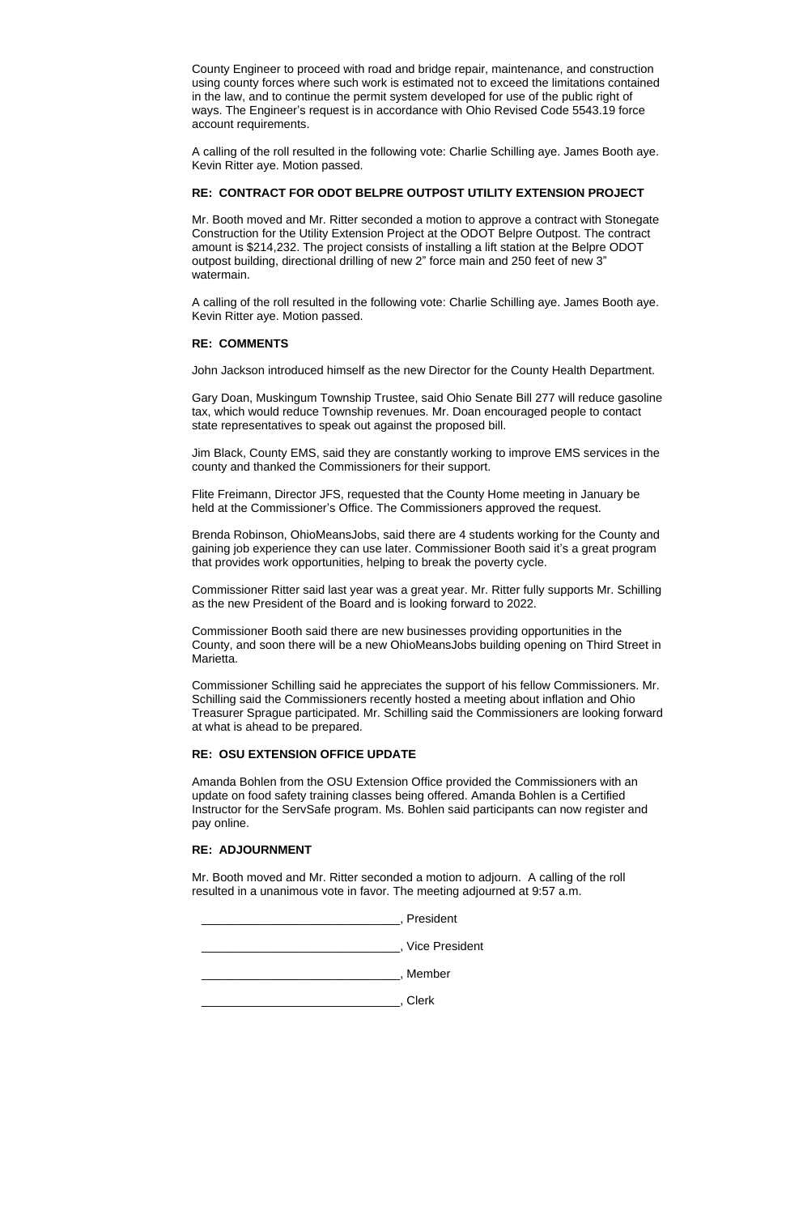County Engineer to proceed with road and bridge repair, maintenance, and construction using county forces where such work is estimated not to exceed the limitations contained in the law, and to continue the permit system developed for use of the public right of ways. The Engineer's request is in accordance with Ohio Revised Code 5543.19 force account requirements.

A calling of the roll resulted in the following vote: Charlie Schilling aye. James Booth aye. Kevin Ritter aye. Motion passed.

**RE: CONTRACT FOR ODOT BELPRE OUTPOST UTILITY EXTENSION PROJECT**

Mr. Booth moved and Mr. Ritter seconded a motion to approve a contract with Stonegate Construction for the Utility Extension Project at the ODOT Belpre Outpost. The contract amount is $214,232. The project consists of installing a lift station at the Belpre ODOT outpost building, directional drilling of new 2" force main and 250 feet of new 3" watermain.

A calling of the roll resulted in the following vote: Charlie Schilling aye. James Booth aye. Kevin Ritter aye. Motion passed.

**RE: COMMENTS**

John Jackson introduced himself as the new Director for the County Health Department.

Gary Doan, Muskingum Township Trustee, said Ohio Senate Bill 277 will reduce gasoline tax, which would reduce Township revenues. Mr. Doan encouraged people to contact state representatives to speak out against the proposed bill.

Jim Black, County EMS, said they are constantly working to improve EMS services in the county and thanked the Commissioners for their support.

Flite Freimann, Director JFS, requested that the County Home meeting in January be held at the Commissioner's Office. The Commissioners approved the request.

Brenda Robinson, OhioMeansJobs, said there are 4 students working for the County and gaining job experience they can use later. Commissioner Booth said it's a great program that provides work opportunities, helping to break the poverty cycle.

Commissioner Ritter said last year was a great year. Mr. Ritter fully supports Mr. Schilling as the new President of the Board and is looking forward to 2022.

Commissioner Booth said there are new businesses providing opportunities in the County, and soon there will be a new OhioMeansJobs building opening on Third Street in Marietta.

Commissioner Schilling said he appreciates the support of his fellow Commissioners. Mr. Schilling said the Commissioners recently hosted a meeting about inflation and Ohio Treasurer Sprague participated. Mr. Schilling said the Commissioners are looking forward at what is ahead to be prepared.

**RE: OSU EXTENSION OFFICE UPDATE**

Amanda Bohlen from the OSU Extension Office provided the Commissioners with an update on food safety training classes being offered. Amanda Bohlen is a Certified Instructor for the ServSafe program. Ms. Bohlen said participants can now register and pay online.

**RE: ADJOURNMENT**

Mr. Booth moved and Mr. Ritter seconded a motion to adjourn. A calling of the roll resulted in a unanimous vote in favor. The meeting adjourned at 9:57 a.m.

______________________________, President

______________________________, Vice President

______________________________, Member

______________________________, Clerk